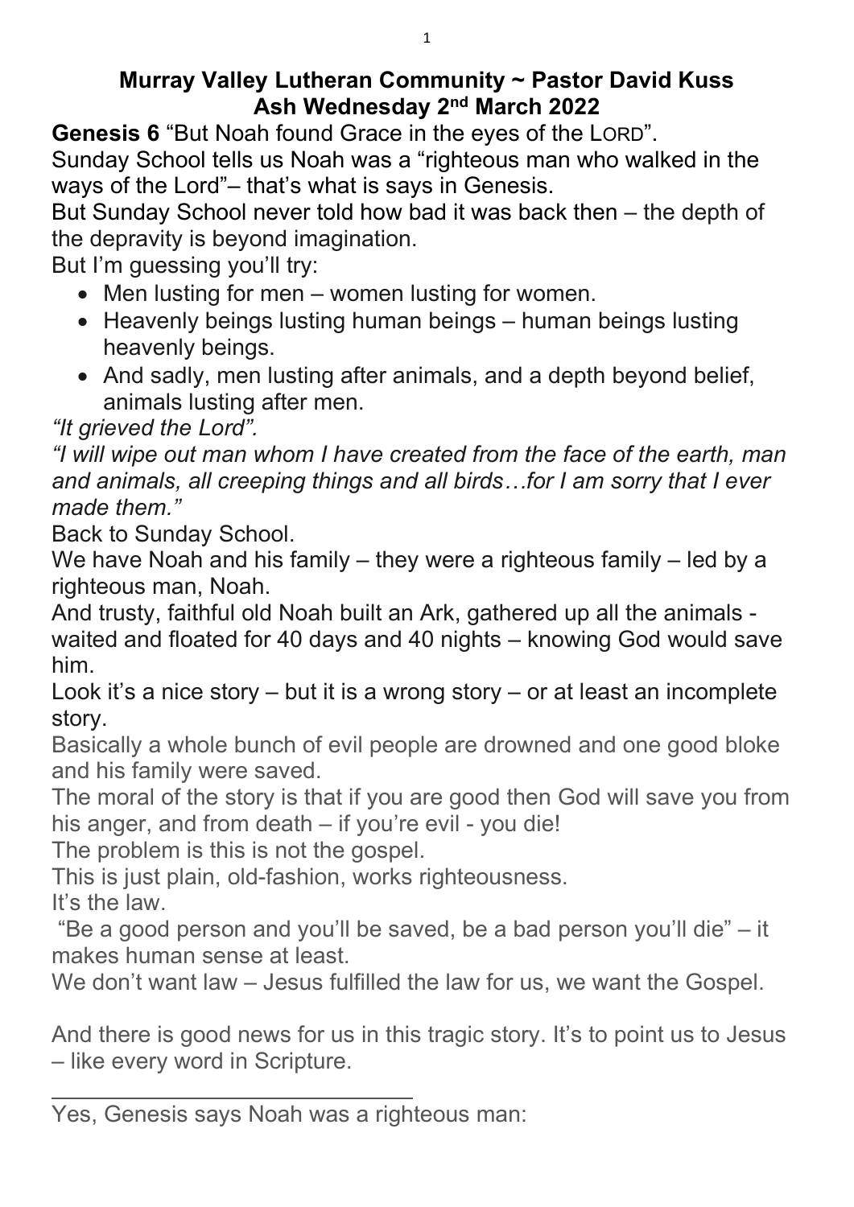**Murray Valley Lutheran Community ~ Pastor David Kuss**
**Ash Wednesday 2nd March 2022**

**Genesis 6** "But Noah found Grace in the eyes of the LORD".

Sunday School tells us Noah was a "righteous man who walked in the ways of the Lord"– that's what is says in Genesis.

But Sunday School never told how bad it was back then – the depth of the depravity is beyond imagination.

But I'm guessing you'll try:

- Men lusting for men – women lusting for women.
- Heavenly beings lusting human beings – human beings lusting heavenly beings.
- And sadly, men lusting after animals, and a depth beyond belief, animals lusting after men.

*"It grieved the Lord".*

*"I will wipe out man whom I have created from the face of the earth, man and animals, all creeping things and all birds…for I am sorry that I ever made them."*

Back to Sunday School.

We have Noah and his family – they were a righteous family – led by a righteous man, Noah.

And trusty, faithful old Noah built an Ark, gathered up all the animals - waited and floated for 40 days and 40 nights – knowing God would save him.

Look it's a nice story – but it is a wrong story – or at least an incomplete story.

Basically a whole bunch of evil people are drowned and one good bloke and his family were saved.

The moral of the story is that if you are good then God will save you from his anger, and from death – if you're evil - you die!

The problem is this is not the gospel.

This is just plain, old-fashion, works righteousness.

It's the law.

"Be a good person and you'll be saved, be a bad person you'll die" – it makes human sense at least.

We don't want law – Jesus fulfilled the law for us, we want the Gospel.

And there is good news for us in this tragic story. It's to point us to Jesus – like every word in Scripture.

---

Yes, Genesis says Noah was a righteous man: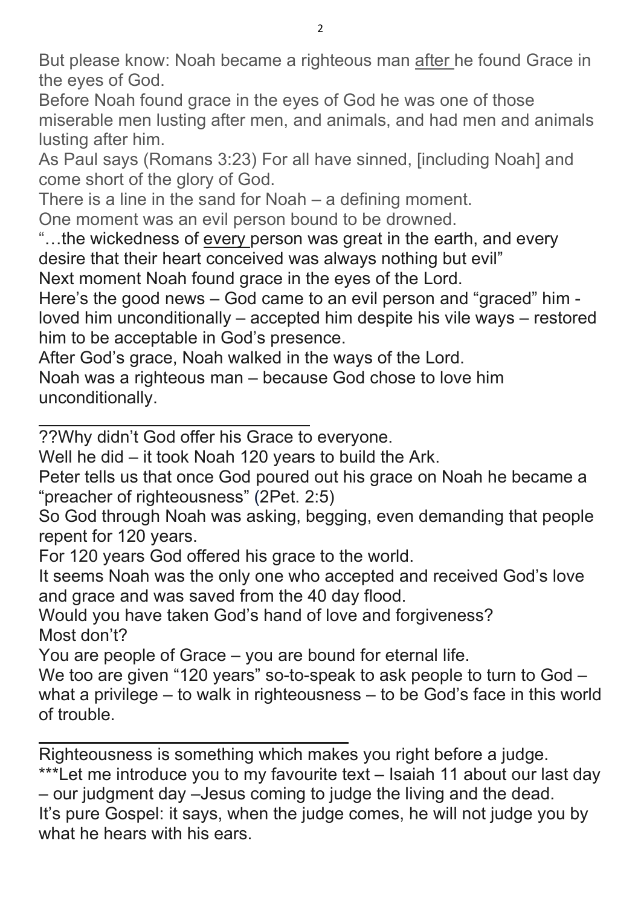But please know: Noah became a righteous man <u>after</u> he found Grace in the eyes of God.

Before Noah found grace in the eyes of God he was one of those miserable men lusting after men, and animals, and had men and animals lusting after him.

As Paul says (Romans 3:23) For all have sinned, [including Noah] and come short of the glory of God.

There is a line in the sand for Noah – a defining moment.

One moment was an evil person bound to be drowned.

"…the wickedness of <u>every</u> person was great in the earth, and every desire that their heart conceived was always nothing but evil"

Next moment Noah found grace in the eyes of the Lord.

Here's the good news – God came to an evil person and "graced" him - loved him unconditionally – accepted him despite his vile ways – restored him to be acceptable in God's presence.

After God's grace, Noah walked in the ways of the Lord.

Noah was a righteous man – because God chose to love him unconditionally.

---

??Why didn't God offer his Grace to everyone.

Well he did – it took Noah 120 years to build the Ark.

Peter tells us that once God poured out his grace on Noah he became a "preacher of righteousness" (2Pet. 2:5)

So God through Noah was asking, begging, even demanding that people repent for 120 years.

For 120 years God offered his grace to the world.

It seems Noah was the only one who accepted and received God's love and grace and was saved from the 40 day flood.

Would you have taken God's hand of love and forgiveness?

Most don't?

You are people of Grace – you are bound for eternal life.

We too are given "120 years" so-to-speak to ask people to turn to God – what a privilege – to walk in righteousness – to be God's face in this world of trouble.

---

Righteousness is something which makes you right before a judge.

***Let me introduce you to my favourite text – Isaiah 11 about our last day – our judgment day –Jesus coming to judge the living and the dead.

It's pure Gospel: it says, when the judge comes, he will not judge you by what he hears with his ears.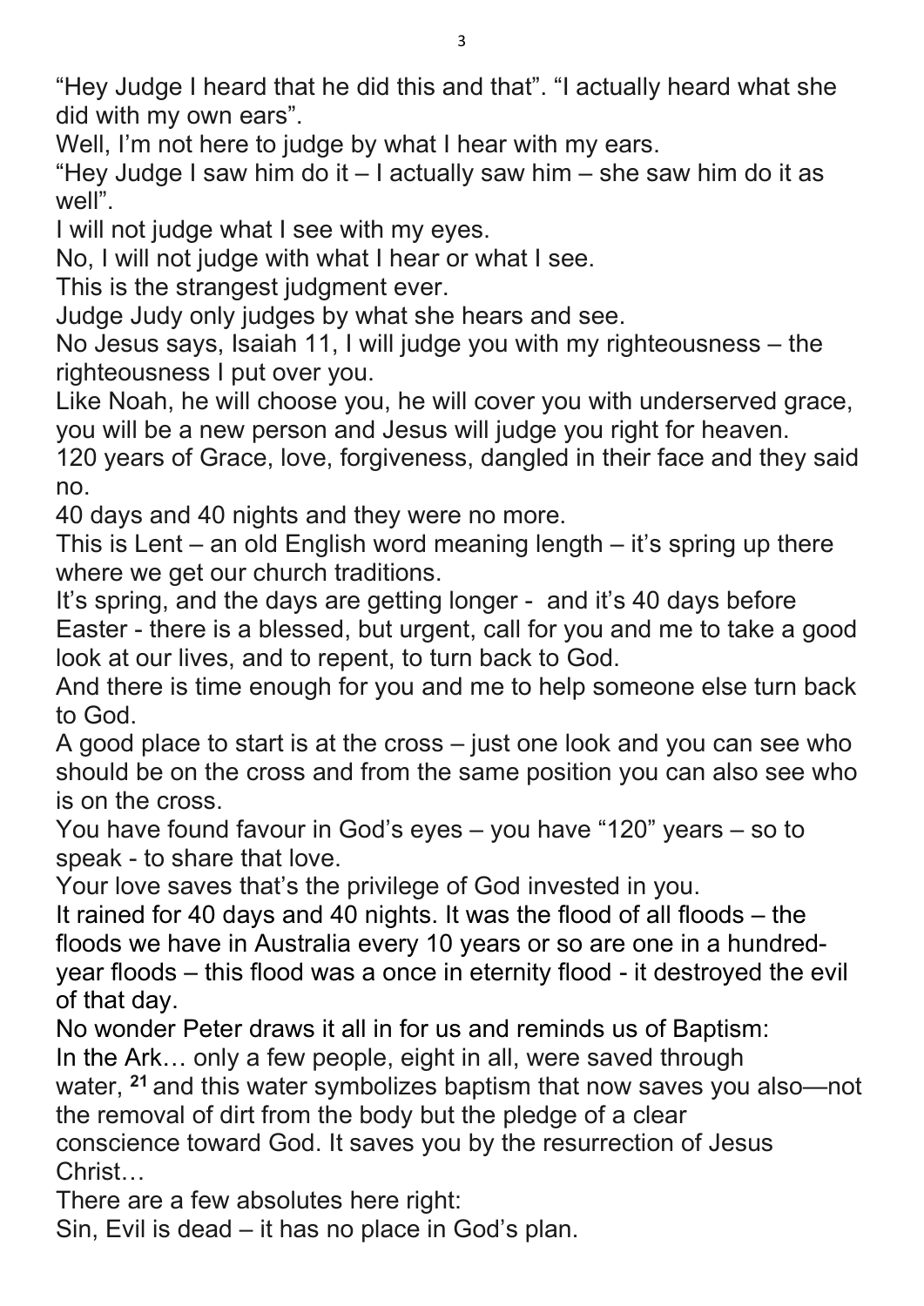"Hey Judge I heard that he did this and that". "I actually heard what she did with my own ears".

Well, I'm not here to judge by what I hear with my ears.

"Hey Judge I saw him do it – I actually saw him – she saw him do it as well".

I will not judge what I see with my eyes.

No, I will not judge with what I hear or what I see.

This is the strangest judgment ever.

Judge Judy only judges by what she hears and see.

No Jesus says, Isaiah 11, I will judge you with my righteousness – the righteousness I put over you.

Like Noah, he will choose you, he will cover you with underserved grace, you will be a new person and Jesus will judge you right for heaven.

120 years of Grace, love, forgiveness, dangled in their face and they said no.

40 days and 40 nights and they were no more.

This is Lent – an old English word meaning length – it's spring up there where we get our church traditions.

It's spring, and the days are getting longer - and it's 40 days before Easter - there is a blessed, but urgent, call for you and me to take a good look at our lives, and to repent, to turn back to God.

And there is time enough for you and me to help someone else turn back to God.

A good place to start is at the cross – just one look and you can see who should be on the cross and from the same position you can also see who is on the cross.

You have found favour in God's eyes – you have "120" years – so to speak - to share that love.

Your love saves that's the privilege of God invested in you.

It rained for 40 days and 40 nights. It was the flood of all floods – the floods we have in Australia every 10 years or so are one in a hundred-year floods – this flood was a once in eternity flood - it destroyed the evil of that day.

No wonder Peter draws it all in for us and reminds us of Baptism:

In the Ark… only a few people, eight in all, were saved through water, **21** and this water symbolizes baptism that now saves you also—not the removal of dirt from the body but the pledge of a clear conscience toward God. It saves you by the resurrection of Jesus Christ…

There are a few absolutes here right:

Sin, Evil is dead – it has no place in God's plan.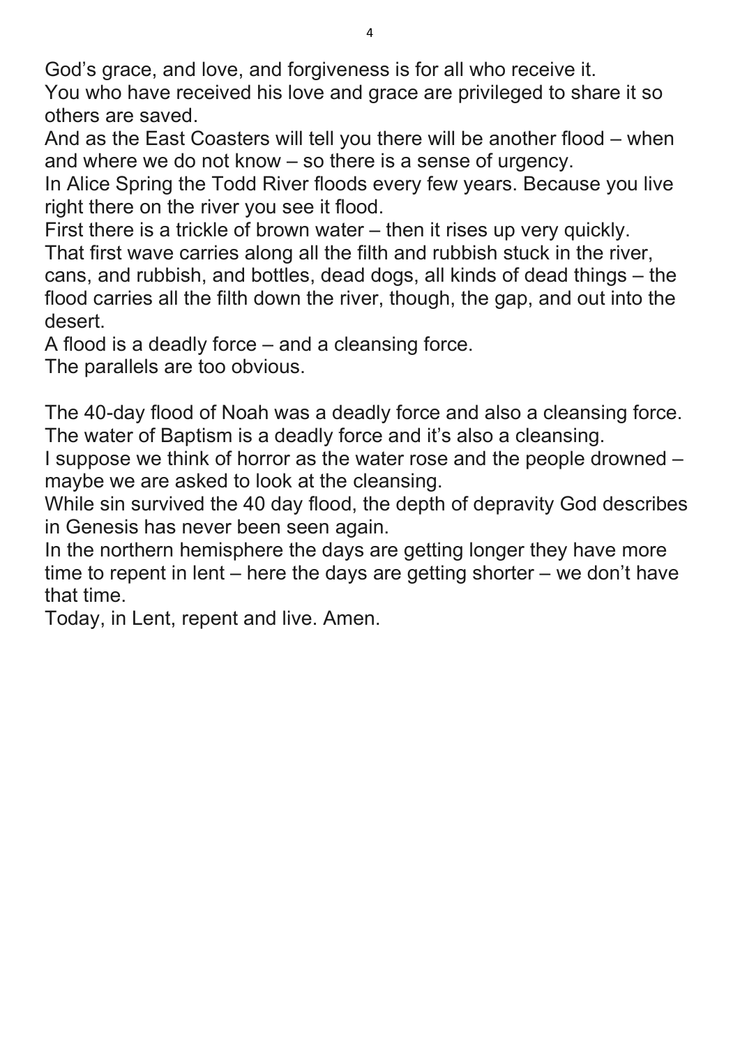God's grace, and love, and forgiveness is for all who receive it.
You who have received his love and grace are privileged to share it so others are saved.
And as the East Coasters will tell you there will be another flood – when and where we do not know – so there is a sense of urgency.
In Alice Spring the Todd River floods every few years. Because you live right there on the river you see it flood.
First there is a trickle of brown water – then it rises up very quickly.
That first wave carries along all the filth and rubbish stuck in the river, cans, and rubbish, and bottles, dead dogs, all kinds of dead things – the flood carries all the filth down the river, though, the gap, and out into the desert.
A flood is a deadly force – and a cleansing force.
The parallels are too obvious.

The 40-day flood of Noah was a deadly force and also a cleansing force.
The water of Baptism is a deadly force and it's also a cleansing.
I suppose we think of horror as the water rose and the people drowned – maybe we are asked to look at the cleansing.
While sin survived the 40 day flood, the depth of depravity God describes in Genesis has never been seen again.
In the northern hemisphere the days are getting longer they have more time to repent in lent – here the days are getting shorter – we don't have that time.
Today, in Lent, repent and live. Amen.